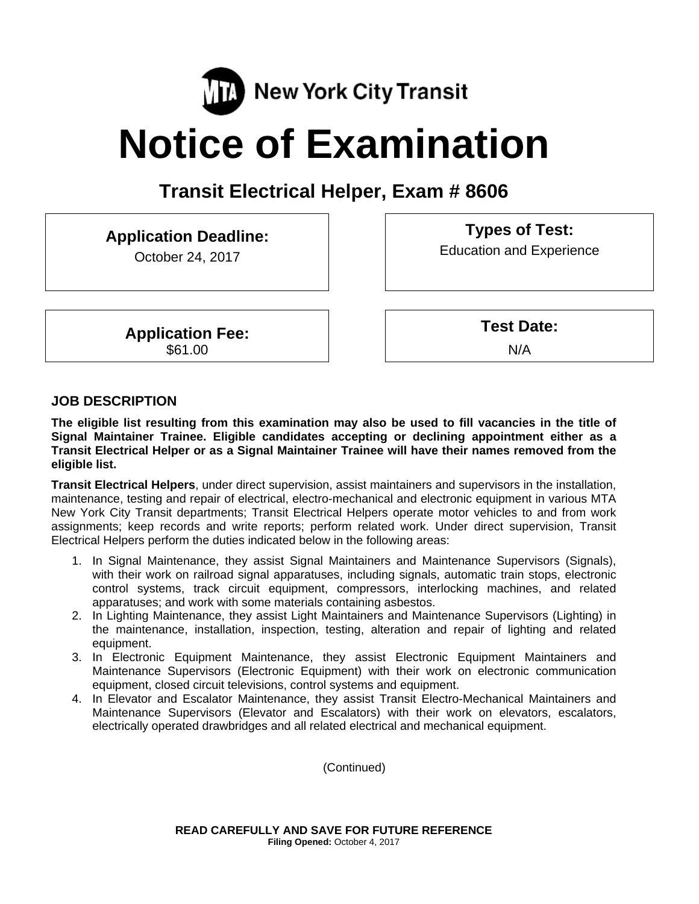MTA New York City Transit

# Notice of Examination

## Transit Electrical Helper, Exam # 8606

| **Application Deadline:** | **Types of Test:** |
| --- | --- |
| October 24, 2017 | Education and Experience |
| **Application Fee:** | **Test Date:** |
| $61.00 | N/A |

### JOB DESCRIPTION

**The eligible list resulting from this examination may also be used to fill vacancies in the title of Signal Maintainer Trainee. Eligible candidates accepting or declining appointment either as a Transit Electrical Helper or as a Signal Maintainer Trainee will have their names removed from the eligible list.**

**Transit Electrical Helpers**, under direct supervision, assist maintainers and supervisors in the installation, maintenance, testing and repair of electrical, electro-mechanical and electronic equipment in various MTA New York City Transit departments; Transit Electrical Helpers operate motor vehicles to and from work assignments; keep records and write reports; perform related work. Under direct supervision, Transit Electrical Helpers perform the duties indicated below in the following areas:

1. In Signal Maintenance, they assist Signal Maintainers and Maintenance Supervisors (Signals), with their work on railroad signal apparatuses, including signals, automatic train stops, electronic control systems, track circuit equipment, compressors, interlocking machines, and related apparatuses; and work with some materials containing asbestos.
2. In Lighting Maintenance, they assist Light Maintainers and Maintenance Supervisors (Lighting) in the maintenance, installation, inspection, testing, alteration and repair of lighting and related equipment.
3. In Electronic Equipment Maintenance, they assist Electronic Equipment Maintainers and Maintenance Supervisors (Electronic Equipment) with their work on electronic communication equipment, closed circuit televisions, control systems and equipment.
4. In Elevator and Escalator Maintenance, they assist Transit Electro-Mechanical Maintainers and Maintenance Supervisors (Elevator and Escalators) with their work on elevators, escalators, electrically operated drawbridges and all related electrical and mechanical equipment.

(Continued)

**READ CAREFULLY AND SAVE FOR FUTURE REFERENCE**

**Filing Opened:** October 4, 2017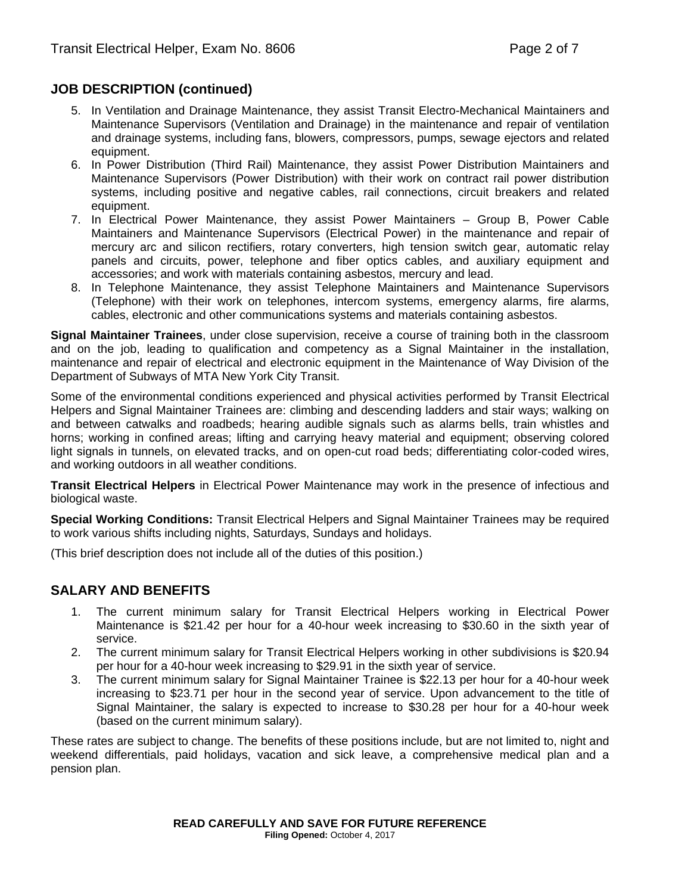## JOB DESCRIPTION (continued)

5. In Ventilation and Drainage Maintenance, they assist Transit Electro-Mechanical Maintainers and Maintenance Supervisors (Ventilation and Drainage) in the maintenance and repair of ventilation and drainage systems, including fans, blowers, compressors, pumps, sewage ejectors and related equipment.
6. In Power Distribution (Third Rail) Maintenance, they assist Power Distribution Maintainers and Maintenance Supervisors (Power Distribution) with their work on contract rail power distribution systems, including positive and negative cables, rail connections, circuit breakers and related equipment.
7. In Electrical Power Maintenance, they assist Power Maintainers – Group B, Power Cable Maintainers and Maintenance Supervisors (Electrical Power) in the maintenance and repair of mercury arc and silicon rectifiers, rotary converters, high tension switch gear, automatic relay panels and circuits, power, telephone and fiber optics cables, and auxiliary equipment and accessories; and work with materials containing asbestos, mercury and lead.
8. In Telephone Maintenance, they assist Telephone Maintainers and Maintenance Supervisors (Telephone) with their work on telephones, intercom systems, emergency alarms, fire alarms, cables, electronic and other communications systems and materials containing asbestos.

**Signal Maintainer Trainees**, under close supervision, receive a course of training both in the classroom and on the job, leading to qualification and competency as a Signal Maintainer in the installation, maintenance and repair of electrical and electronic equipment in the Maintenance of Way Division of the Department of Subways of MTA New York City Transit.

Some of the environmental conditions experienced and physical activities performed by Transit Electrical Helpers and Signal Maintainer Trainees are: climbing and descending ladders and stair ways; walking on and between catwalks and roadbeds; hearing audible signals such as alarms bells, train whistles and horns; working in confined areas; lifting and carrying heavy material and equipment; observing colored light signals in tunnels, on elevated tracks, and on open-cut road beds; differentiating color-coded wires, and working outdoors in all weather conditions.

**Transit Electrical Helpers** in Electrical Power Maintenance may work in the presence of infectious and biological waste.

**Special Working Conditions:** Transit Electrical Helpers and Signal Maintainer Trainees may be required to work various shifts including nights, Saturdays, Sundays and holidays.

(This brief description does not include all of the duties of this position.)

## SALARY AND BENEFITS

1. The current minimum salary for Transit Electrical Helpers working in Electrical Power Maintenance is $21.42 per hour for a 40-hour week increasing to $30.60 in the sixth year of service.
2. The current minimum salary for Transit Electrical Helpers working in other subdivisions is $20.94 per hour for a 40-hour week increasing to $29.91 in the sixth year of service.
3. The current minimum salary for Signal Maintainer Trainee is $22.13 per hour for a 40-hour week increasing to $23.71 per hour in the second year of service. Upon advancement to the title of Signal Maintainer, the salary is expected to increase to $30.28 per hour for a 40-hour week (based on the current minimum salary).

These rates are subject to change. The benefits of these positions include, but are not limited to, night and weekend differentials, paid holidays, vacation and sick leave, a comprehensive medical plan and a pension plan.

**READ CAREFULLY AND SAVE FOR FUTURE REFERENCE**
**Filing Opened:** October 4, 2017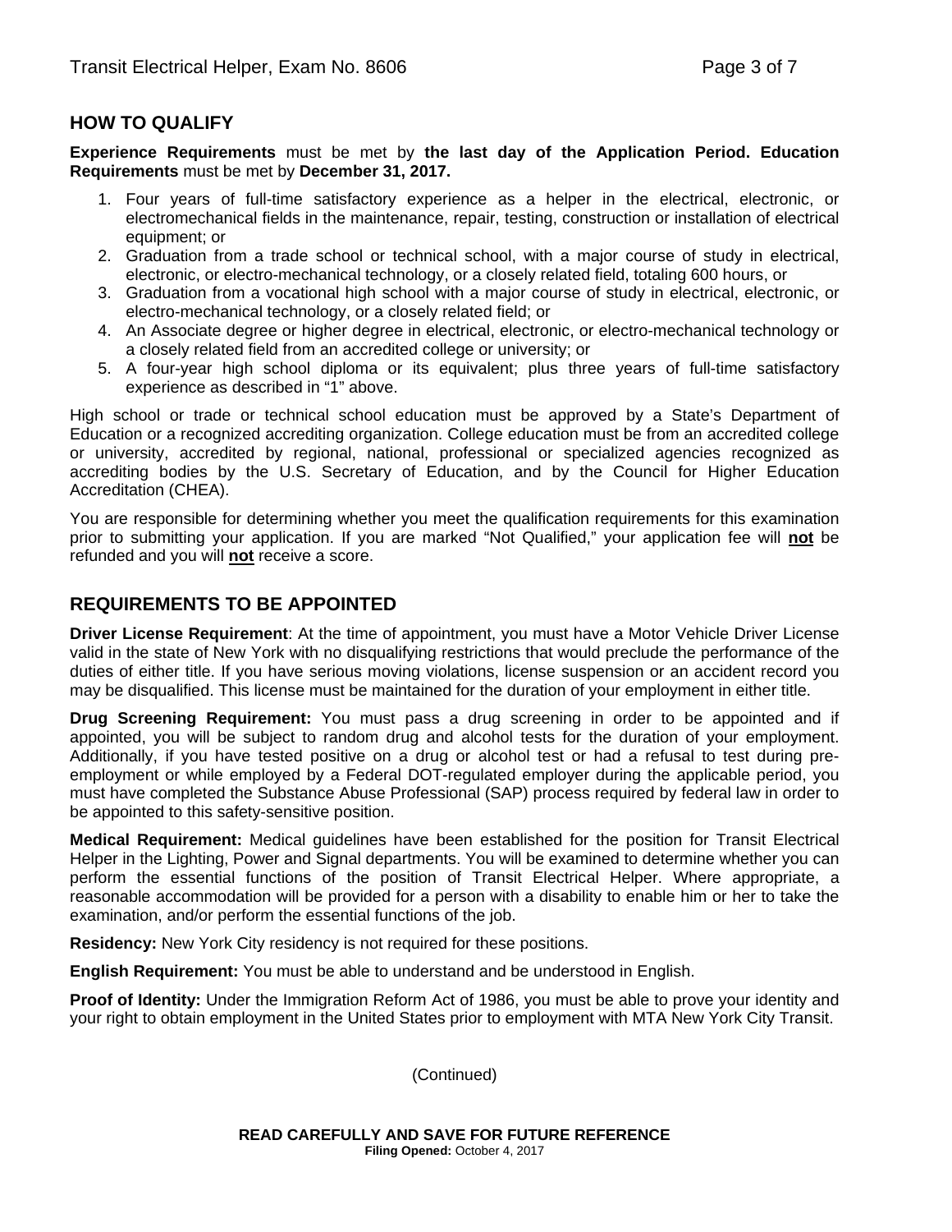## HOW TO QUALIFY

**Experience Requirements** must be met by **the last day of the Application Period. Education Requirements** must be met by **December 31, 2017.**

1. Four years of full-time satisfactory experience as a helper in the electrical, electronic, or electromechanical fields in the maintenance, repair, testing, construction or installation of electrical equipment; or
2. Graduation from a trade school or technical school, with a major course of study in electrical, electronic, or electro-mechanical technology, or a closely related field, totaling 600 hours, or
3. Graduation from a vocational high school with a major course of study in electrical, electronic, or electro-mechanical technology, or a closely related field; or
4. An Associate degree or higher degree in electrical, electronic, or electro-mechanical technology or a closely related field from an accredited college or university; or
5. A four-year high school diploma or its equivalent; plus three years of full-time satisfactory experience as described in "1" above.

High school or trade or technical school education must be approved by a State's Department of Education or a recognized accrediting organization. College education must be from an accredited college or university, accredited by regional, national, professional or specialized agencies recognized as accrediting bodies by the U.S. Secretary of Education, and by the Council for Higher Education Accreditation (CHEA).

You are responsible for determining whether you meet the qualification requirements for this examination prior to submitting your application. If you are marked "Not Qualified," your application fee will **not** be refunded and you will **not** receive a score.

## REQUIREMENTS TO BE APPOINTED

**Driver License Requirement**: At the time of appointment, you must have a Motor Vehicle Driver License valid in the state of New York with no disqualifying restrictions that would preclude the performance of the duties of either title. If you have serious moving violations, license suspension or an accident record you may be disqualified. This license must be maintained for the duration of your employment in either title.

**Drug Screening Requirement:** You must pass a drug screening in order to be appointed and if appointed, you will be subject to random drug and alcohol tests for the duration of your employment. Additionally, if you have tested positive on a drug or alcohol test or had a refusal to test during pre-employment or while employed by a Federal DOT-regulated employer during the applicable period, you must have completed the Substance Abuse Professional (SAP) process required by federal law in order to be appointed to this safety-sensitive position.

**Medical Requirement:** Medical guidelines have been established for the position for Transit Electrical Helper in the Lighting, Power and Signal departments. You will be examined to determine whether you can perform the essential functions of the position of Transit Electrical Helper. Where appropriate, a reasonable accommodation will be provided for a person with a disability to enable him or her to take the examination, and/or perform the essential functions of the job.

**Residency:** New York City residency is not required for these positions.

**English Requirement:** You must be able to understand and be understood in English.

**Proof of Identity:** Under the Immigration Reform Act of 1986, you must be able to prove your identity and your right to obtain employment in the United States prior to employment with MTA New York City Transit.

(Continued)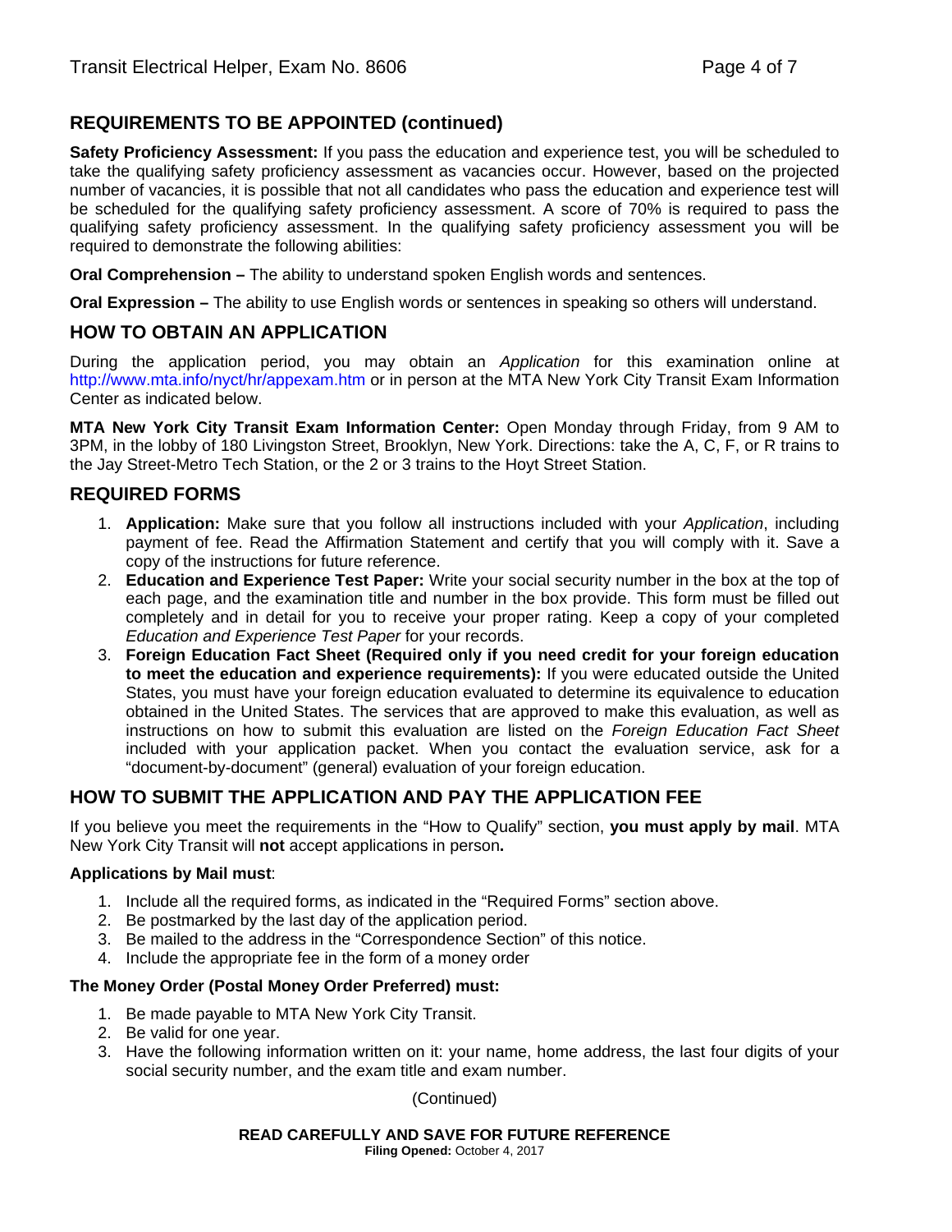## REQUIREMENTS TO BE APPOINTED (continued)

**Safety Proficiency Assessment:** If you pass the education and experience test, you will be scheduled to take the qualifying safety proficiency assessment as vacancies occur. However, based on the projected number of vacancies, it is possible that not all candidates who pass the education and experience test will be scheduled for the qualifying safety proficiency assessment. A score of 70% is required to pass the qualifying safety proficiency assessment. In the qualifying safety proficiency assessment you will be required to demonstrate the following abilities:

**Oral Comprehension –** The ability to understand spoken English words and sentences.

**Oral Expression –** The ability to use English words or sentences in speaking so others will understand.

## HOW TO OBTAIN AN APPLICATION

During the application period, you may obtain an *Application* for this examination online at http://www.mta.info/nyct/hr/appexam.htm or in person at the MTA New York City Transit Exam Information Center as indicated below.

**MTA New York City Transit Exam Information Center:** Open Monday through Friday, from 9 AM to 3PM, in the lobby of 180 Livingston Street, Brooklyn, New York. Directions: take the A, C, F, or R trains to the Jay Street-Metro Tech Station, or the 2 or 3 trains to the Hoyt Street Station.

## REQUIRED FORMS

1. **Application:** Make sure that you follow all instructions included with your *Application*, including payment of fee. Read the Affirmation Statement and certify that you will comply with it. Save a copy of the instructions for future reference.
2. **Education and Experience Test Paper:** Write your social security number in the box at the top of each page, and the examination title and number in the box provide. This form must be filled out completely and in detail for you to receive your proper rating. Keep a copy of your completed *Education and Experience Test Paper* for your records.
3. **Foreign Education Fact Sheet (Required only if you need credit for your foreign education to meet the education and experience requirements):** If you were educated outside the United States, you must have your foreign education evaluated to determine its equivalence to education obtained in the United States. The services that are approved to make this evaluation, as well as instructions on how to submit this evaluation are listed on the *Foreign Education Fact Sheet* included with your application packet. When you contact the evaluation service, ask for a "document-by-document" (general) evaluation of your foreign education.

## HOW TO SUBMIT THE APPLICATION AND PAY THE APPLICATION FEE

If you believe you meet the requirements in the "How to Qualify" section, **you must apply by mail**. MTA New York City Transit will **not** accept applications in person**.**

**Applications by Mail must**:

1. Include all the required forms, as indicated in the "Required Forms" section above.
2. Be postmarked by the last day of the application period.
3. Be mailed to the address in the "Correspondence Section" of this notice.
4. Include the appropriate fee in the form of a money order

**The Money Order (Postal Money Order Preferred) must:**

1. Be made payable to MTA New York City Transit.
2. Be valid for one year.
3. Have the following information written on it: your name, home address, the last four digits of your social security number, and the exam title and exam number.

(Continued)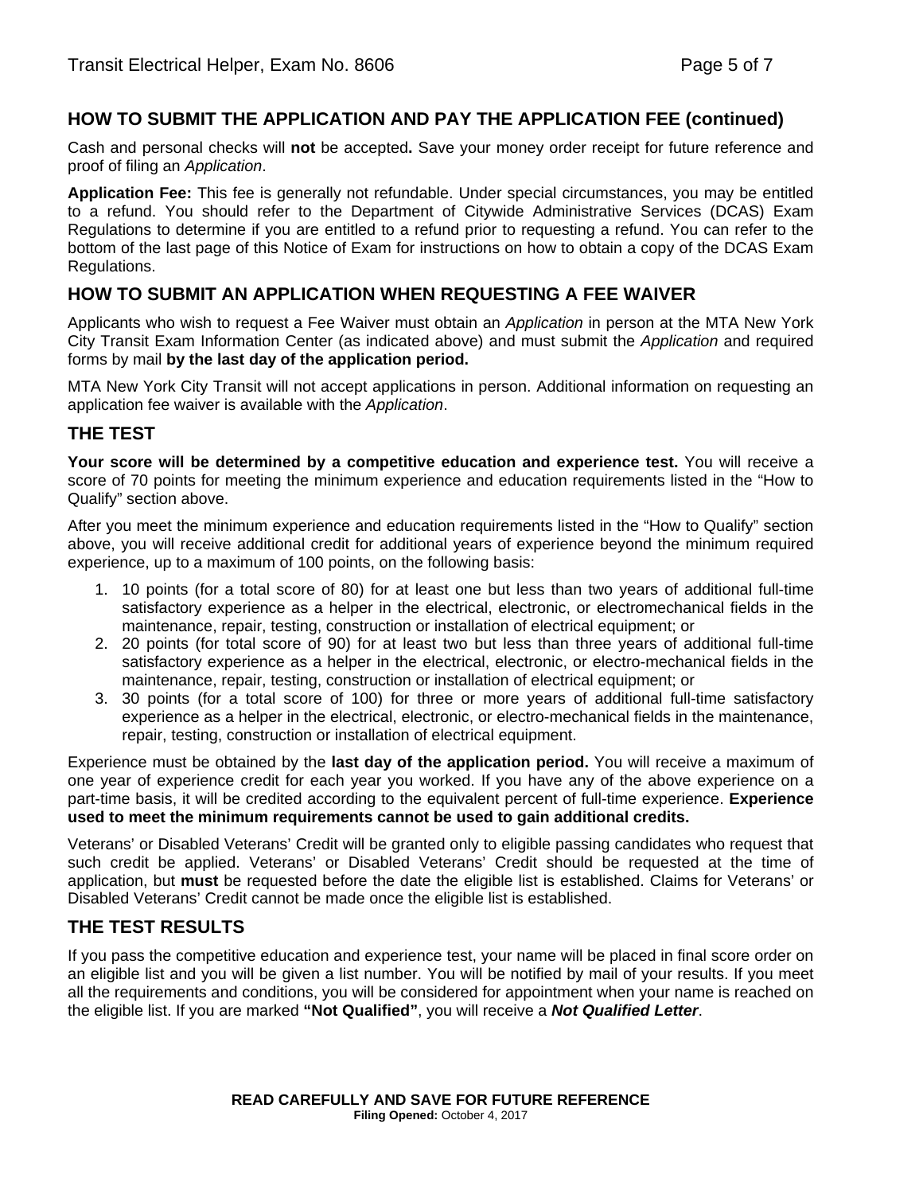## HOW TO SUBMIT THE APPLICATION AND PAY THE APPLICATION FEE (continued)

Cash and personal checks will **not** be accepted**.** Save your money order receipt for future reference and proof of filing an *Application*.

**Application Fee:** This fee is generally not refundable. Under special circumstances, you may be entitled to a refund. You should refer to the Department of Citywide Administrative Services (DCAS) Exam Regulations to determine if you are entitled to a refund prior to requesting a refund. You can refer to the bottom of the last page of this Notice of Exam for instructions on how to obtain a copy of the DCAS Exam Regulations.

## HOW TO SUBMIT AN APPLICATION WHEN REQUESTING A FEE WAIVER

Applicants who wish to request a Fee Waiver must obtain an *Application* in person at the MTA New York City Transit Exam Information Center (as indicated above) and must submit the *Application* and required forms by mail **by the last day of the application period.**

MTA New York City Transit will not accept applications in person. Additional information on requesting an application fee waiver is available with the *Application*.

## THE TEST

**Your score will be determined by a competitive education and experience test.** You will receive a score of 70 points for meeting the minimum experience and education requirements listed in the "How to Qualify" section above.

After you meet the minimum experience and education requirements listed in the "How to Qualify" section above, you will receive additional credit for additional years of experience beyond the minimum required experience, up to a maximum of 100 points, on the following basis:

1. 10 points (for a total score of 80) for at least one but less than two years of additional full-time satisfactory experience as a helper in the electrical, electronic, or electromechanical fields in the maintenance, repair, testing, construction or installation of electrical equipment; or
2. 20 points (for total score of 90) for at least two but less than three years of additional full-time satisfactory experience as a helper in the electrical, electronic, or electro-mechanical fields in the maintenance, repair, testing, construction or installation of electrical equipment; or
3. 30 points (for a total score of 100) for three or more years of additional full-time satisfactory experience as a helper in the electrical, electronic, or electro-mechanical fields in the maintenance, repair, testing, construction or installation of electrical equipment.

Experience must be obtained by the **last day of the application period.** You will receive a maximum of one year of experience credit for each year you worked. If you have any of the above experience on a part-time basis, it will be credited according to the equivalent percent of full-time experience. **Experience used to meet the minimum requirements cannot be used to gain additional credits.**

Veterans' or Disabled Veterans' Credit will be granted only to eligible passing candidates who request that such credit be applied. Veterans' or Disabled Veterans' Credit should be requested at the time of application, but **must** be requested before the date the eligible list is established. Claims for Veterans' or Disabled Veterans' Credit cannot be made once the eligible list is established.

## THE TEST RESULTS

If you pass the competitive education and experience test, your name will be placed in final score order on an eligible list and you will be given a list number. You will be notified by mail of your results. If you meet all the requirements and conditions, you will be considered for appointment when your name is reached on the eligible list. If you are marked **"Not Qualified"**, you will receive a ***Not Qualified Letter***.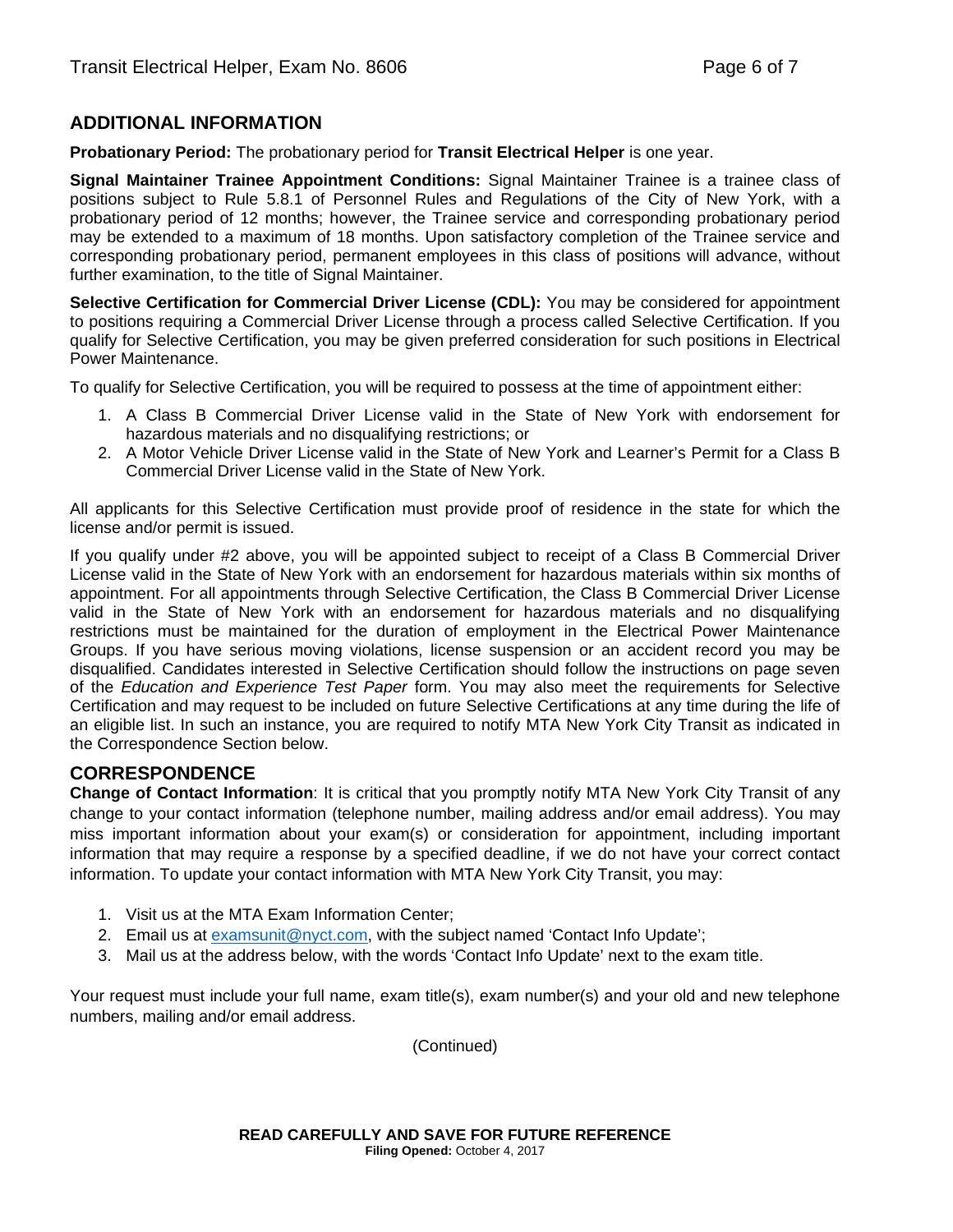## ADDITIONAL INFORMATION

**Probationary Period:** The probationary period for **Transit Electrical Helper** is one year.

**Signal Maintainer Trainee Appointment Conditions:** Signal Maintainer Trainee is a trainee class of positions subject to Rule 5.8.1 of Personnel Rules and Regulations of the City of New York, with a probationary period of 12 months; however, the Trainee service and corresponding probationary period may be extended to a maximum of 18 months. Upon satisfactory completion of the Trainee service and corresponding probationary period, permanent employees in this class of positions will advance, without further examination, to the title of Signal Maintainer.

**Selective Certification for Commercial Driver License (CDL):** You may be considered for appointment to positions requiring a Commercial Driver License through a process called Selective Certification. If you qualify for Selective Certification, you may be given preferred consideration for such positions in Electrical Power Maintenance.

To qualify for Selective Certification, you will be required to possess at the time of appointment either:

1. A Class B Commercial Driver License valid in the State of New York with endorsement for hazardous materials and no disqualifying restrictions; or
2. A Motor Vehicle Driver License valid in the State of New York and Learner's Permit for a Class B Commercial Driver License valid in the State of New York.

All applicants for this Selective Certification must provide proof of residence in the state for which the license and/or permit is issued.

If you qualify under #2 above, you will be appointed subject to receipt of a Class B Commercial Driver License valid in the State of New York with an endorsement for hazardous materials within six months of appointment. For all appointments through Selective Certification, the Class B Commercial Driver License valid in the State of New York with an endorsement for hazardous materials and no disqualifying restrictions must be maintained for the duration of employment in the Electrical Power Maintenance Groups. If you have serious moving violations, license suspension or an accident record you may be disqualified. Candidates interested in Selective Certification should follow the instructions on page seven of the *Education and Experience Test Paper* form. You may also meet the requirements for Selective Certification and may request to be included on future Selective Certifications at any time during the life of an eligible list. In such an instance, you are required to notify MTA New York City Transit as indicated in the Correspondence Section below.

## CORRESPONDENCE

**Change of Contact Information**: It is critical that you promptly notify MTA New York City Transit of any change to your contact information (telephone number, mailing address and/or email address). You may miss important information about your exam(s) or consideration for appointment, including important information that may require a response by a specified deadline, if we do not have your correct contact information. To update your contact information with MTA New York City Transit, you may:

1. Visit us at the MTA Exam Information Center;
2. Email us at examsunit@nyct.com, with the subject named 'Contact Info Update';
3. Mail us at the address below, with the words 'Contact Info Update' next to the exam title.

Your request must include your full name, exam title(s), exam number(s) and your old and new telephone numbers, mailing and/or email address.

(Continued)

**READ CAREFULLY AND SAVE FOR FUTURE REFERENCE**
**Filing Opened:** October 4, 2017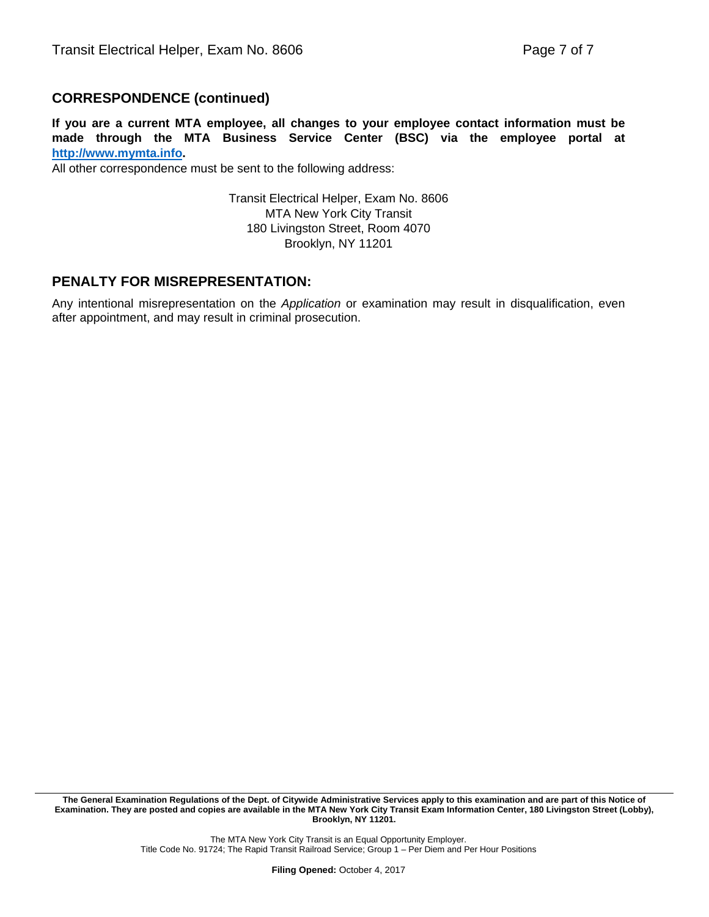## CORRESPONDENCE (continued)

**If you are a current MTA employee, all changes to your employee contact information must be made through the MTA Business Service Center (BSC) via the employee portal at [http://www.mymta.info](http://www.mymta.info).**

All other correspondence must be sent to the following address:

Transit Electrical Helper, Exam No. 8606
MTA New York City Transit
180 Livingston Street, Room 4070
Brooklyn, NY 11201

## PENALTY FOR MISREPRESENTATION:

Any intentional misrepresentation on the *Application* or examination may result in disqualification, even after appointment, and may result in criminal prosecution.

**The General Examination Regulations of the Dept. of Citywide Administrative Services apply to this examination and are part of this Notice of Examination. They are posted and copies are available in the MTA New York City Transit Exam Information Center, 180 Livingston Street (Lobby), Brooklyn, NY 11201.**

The MTA New York City Transit is an Equal Opportunity Employer.
Title Code No. 91724; The Rapid Transit Railroad Service; Group 1 – Per Diem and Per Hour Positions

**Filing Opened:** October 4, 2017